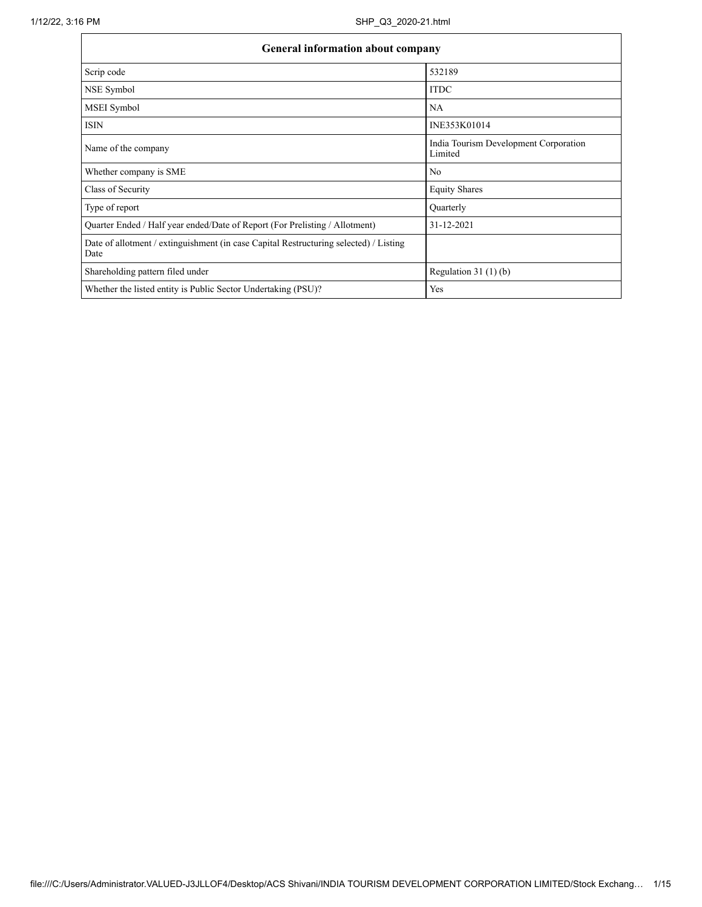| General information about company | |
| --- | --- |
| Scrip code | 532189 |
| NSE Symbol | ITDC |
| MSEI Symbol | NA |
| ISIN | INE353K01014 |
| Name of the company | India Tourism Development Corporation Limited |
| Whether company is SME | No |
| Class of Security | Equity Shares |
| Type of report | Quarterly |
| Quarter Ended / Half year ended/Date of Report (For Prelisting / Allotment) | 31-12-2021 |
| Date of allotment / extinguishment (in case Capital Restructuring selected) / Listing Date | |
| Shareholding pattern filed under | Regulation 31 (1) (b) |
| Whether the listed entity is Public Sector Undertaking (PSU)? | Yes |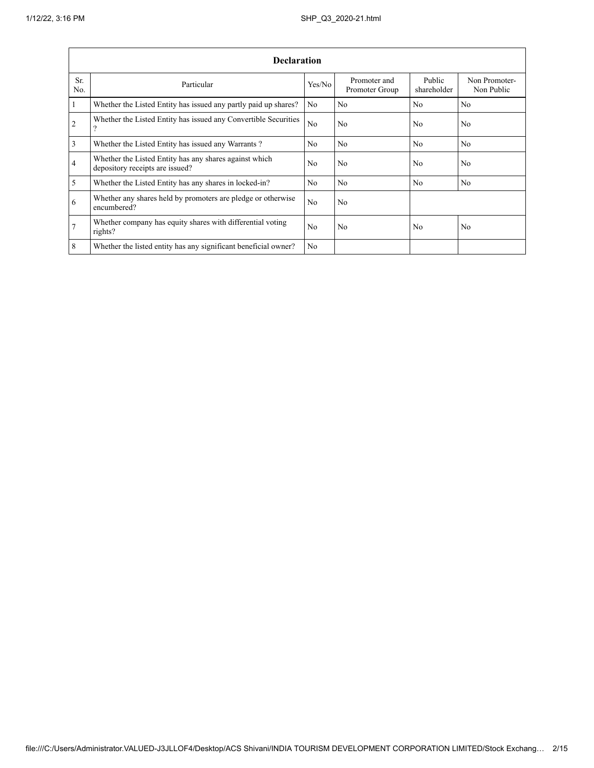| Declaration | | | | | |
|---|---|---|---|---|---|
| Sr. No. | Particular | Yes/No | Promoter and Promoter Group | Public shareholder | Non Promoter- Non Public |
| 1 | Whether the Listed Entity has issued any partly paid up shares? | No | No | No | No |
| 2 | Whether the Listed Entity has issued any Convertible Securities ? | No | No | No | No |
| 3 | Whether the Listed Entity has issued any Warrants ? | No | No | No | No |
| 4 | Whether the Listed Entity has any shares against which depository receipts are issued? | No | No | No | No |
| 5 | Whether the Listed Entity has any shares in locked-in? | No | No | No | No |
| 6 | Whether any shares held by promoters are pledge or otherwise encumbered? | No | No | | |
| 7 | Whether company has equity shares with differential voting rights? | No | No | No | No |
| 8 | Whether the listed entity has any significant beneficial owner? | No | | | |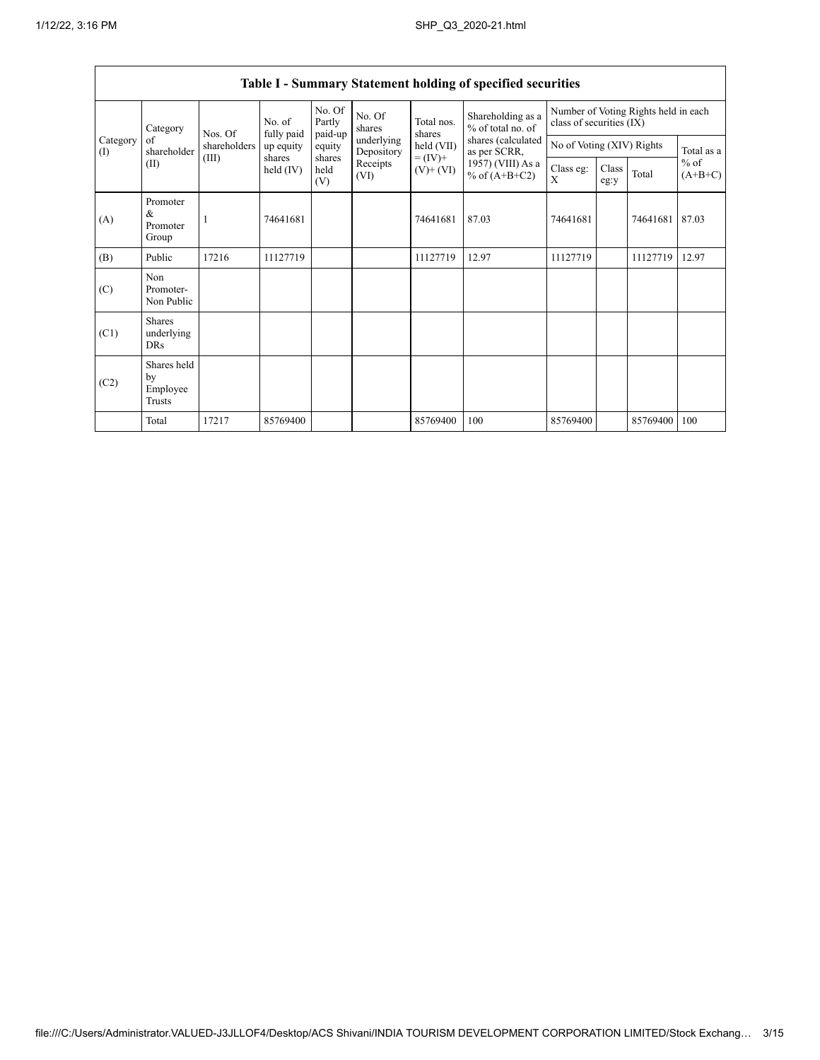# Table I - Summary Statement holding of specified securities

| Category (I) | Category of shareholder (II) | Nos. Of shareholders (III) | No. of fully paid up equity shares held (IV) | No. Of Partly paid-up equity shares held (V) | No. Of shares underlying Depository Receipts (VI) | Total nos. shares held (VII) = (IV)+ (V)+ (VI) | Shareholding as a % of total no. of shares (calculated as per SCRR, 1957) (VIII) As a % of (A+B+C2) | Number of Voting Rights held in each class of securities (IX) | | | |
|---|---|---|---|---|---|---|---|---|---|---|---|
| | | | | | | | | No of Voting (XIV) Rights | | | Total as a % of (A+B+C) |
| | | | | | | | | Class eg: X | Class eg:y | Total | |
| (A) | Promoter & Promoter Group | 1 | 74641681 | | | 74641681 | 87.03 | 74641681 | | 74641681 | 87.03 |
| (B) | Public | 17216 | 11127719 | | | 11127719 | 12.97 | 11127719 | | 11127719 | 12.97 |
| (C) | Non Promoter- Non Public | | | | | | | | | | |
| (C1) | Shares underlying DRs | | | | | | | | | | |
| (C2) | Shares held by Employee Trusts | | | | | | | | | | |
| | Total | 17217 | 85769400 | | | 85769400 | 100 | 85769400 | | 85769400 | 100 |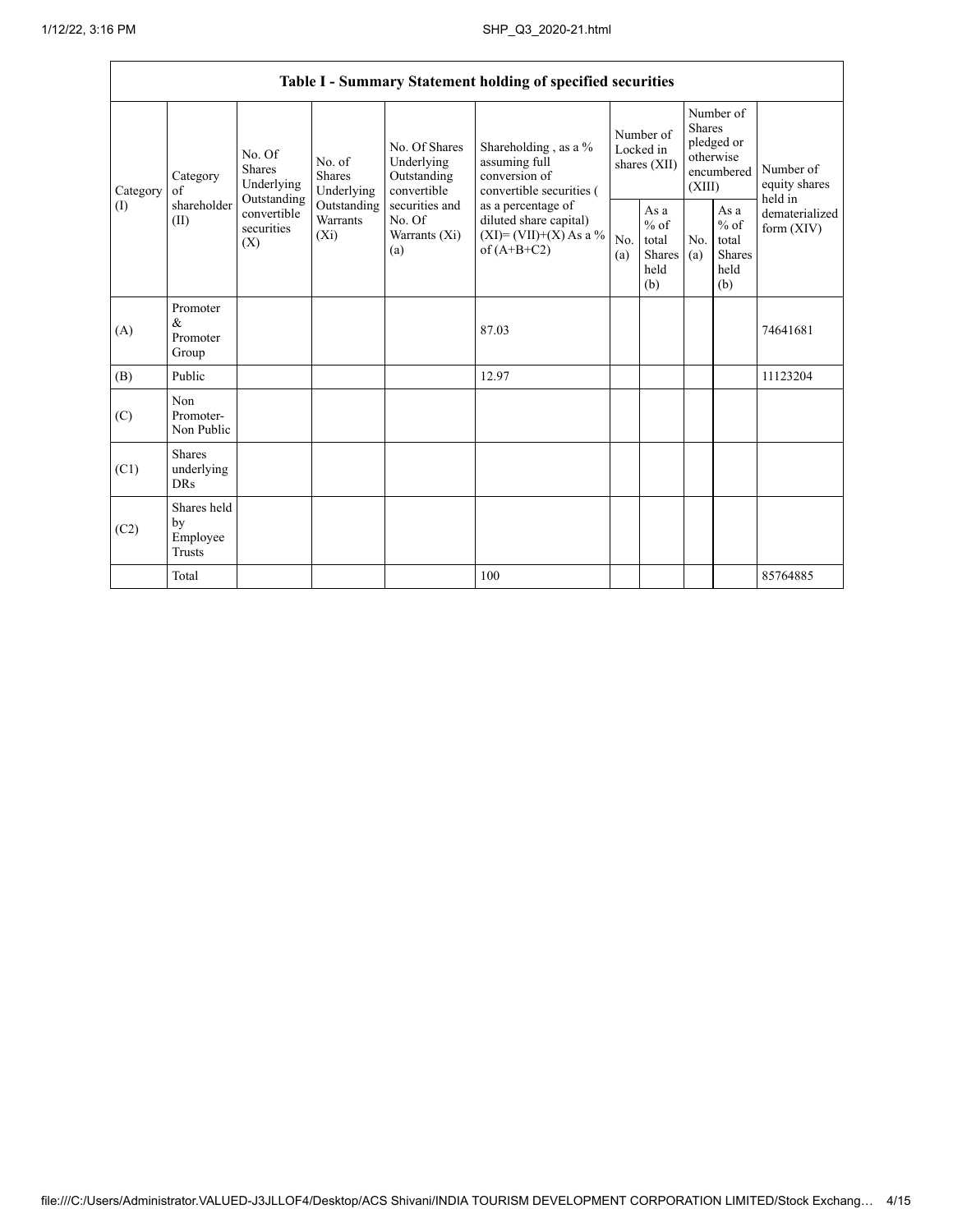| Table I - Summary Statement holding of specified securities | | | | | | | | | | | |
|---|---|---|---|---|---|---|---|---|---|---|---|
| Category (I) | Category of shareholder (II) | No. Of Shares Underlying Outstanding convertible securities (X) | No. of Shares Underlying Outstanding Warrants (Xi) | No. Of Shares Underlying Outstanding convertible securities and No. Of Warrants (Xi) (a) | Shareholding , as a % assuming full conversion of convertible securities ( as a percentage of diluted share capital) (XI)= (VII)+(X) As a % of (A+B+C2) | Number of Locked in shares (XII) | | Number of Shares pledged or otherwise encumbered (XIII) | | Number of equity shares held in dematerialized form (XIV) |
| | | | | | | No. (a) | As a % of total Shares held (b) | No. (a) | As a % of total Shares held (b) | |
| (A) | Promoter & Promoter Group | | | | 87.03 | | | | | 74641681 |
| (B) | Public | | | | 12.97 | | | | | 11123204 |
| (C) | Non Promoter- Non Public | | | | | | | | | |
| (C1) | Shares underlying DRs | | | | | | | | | |
| (C2) | Shares held by Employee Trusts | | | | | | | | | |
| | Total | | | | 100 | | | | | 85764885 |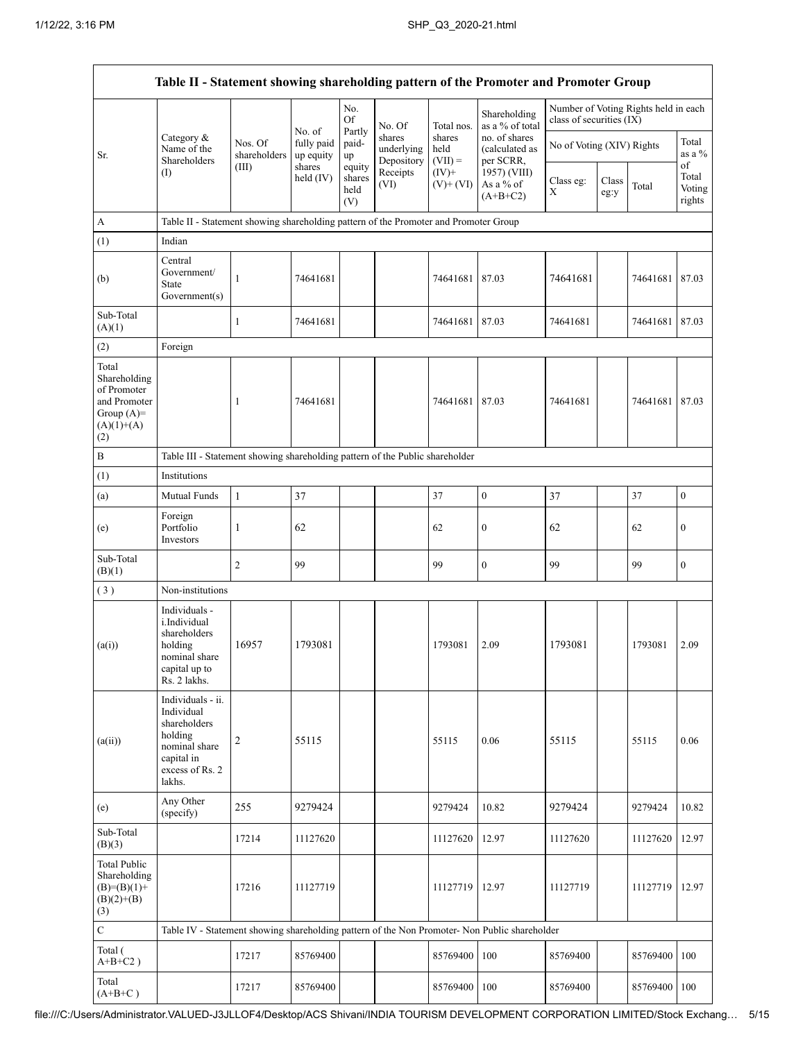| Table II - Statement showing shareholding pattern of the Promoter and Promoter Group | | | | | | | | | | | |
|---|---|---|---|---|---|---|---|---|---|---|---|
| Sr. | Category & Name of the Shareholders (I) | Nos. Of shareholders (III) | No. of fully paid up equity shares held (IV) | No. Of Partly paid-up equity shares held (V) | No. Of shares underlying Depository Receipts (VI) | Total nos. shares held (VII) = (IV)+ (V)+ (VI) | Shareholding as a % of total no. of shares (calculated as per SCRR, 1957) (VIII) As a % of (A+B+C2) | Number of Voting Rights held in each class of securities (IX) | | | |
| | | | | | | | | No of Voting (XIV) Rights | | | Total as a % of Total Voting rights |
| | | | | | | | | Class eg: X | Class eg:y | Total | |
| A | Table II - Statement showing shareholding pattern of the Promoter and Promoter Group | | | | | | | | | | |
| (1) | Indian | | | | | | | | | | |
| (b) | Central Government/ State Government(s) | 1 | 74641681 | | | 74641681 | 87.03 | 74641681 | | 74641681 | 87.03 |
| Sub-Total (A)(1) | | 1 | 74641681 | | | 74641681 | 87.03 | 74641681 | | 74641681 | 87.03 |
| (2) | Foreign | | | | | | | | | | |
| Total Shareholding of Promoter and Promoter Group (A)= (A)(1)+(A)(2) | | 1 | 74641681 | | | 74641681 | 87.03 | 74641681 | | 74641681 | 87.03 |
| B | Table III - Statement showing shareholding pattern of the Public shareholder | | | | | | | | | | |
| (1) | Institutions | | | | | | | | | | |
| (a) | Mutual Funds | 1 | 37 | | | 37 | 0 | 37 | | 37 | 0 |
| (e) | Foreign Portfolio Investors | 1 | 62 | | | 62 | 0 | 62 | | 62 | 0 |
| Sub-Total (B)(1) | | 2 | 99 | | | 99 | 0 | 99 | | 99 | 0 |
| (3) | Non-institutions | | | | | | | | | | |
| (a(i)) | Individuals - i.Individual shareholders holding nominal share capital up to Rs. 2 lakhs. | 16957 | 1793081 | | | 1793081 | 2.09 | 1793081 | | 1793081 | 2.09 |
| (a(ii)) | Individuals - ii. Individual shareholders holding nominal share capital in excess of Rs. 2 lakhs. | 2 | 55115 | | | 55115 | 0.06 | 55115 | | 55115 | 0.06 |
| (e) | Any Other (specify) | 255 | 9279424 | | | 9279424 | 10.82 | 9279424 | | 9279424 | 10.82 |
| Sub-Total (B)(3) | | 17214 | 11127620 | | | 11127620 | 12.97 | 11127620 | | 11127620 | 12.97 |
| Total Public Shareholding (B)=(B)(1)+(B)(2)+(B)(3) | | 17216 | 11127719 | | | 11127719 | 12.97 | 11127719 | | 11127719 | 12.97 |
| C | Table IV - Statement showing shareholding pattern of the Non Promoter- Non Public shareholder | | | | | | | | | | |
| Total ( A+B+C2 ) | | 17217 | 85769400 | | | 85769400 | 100 | 85769400 | | 85769400 | 100 |
| Total (A+B+C ) | | 17217 | 85769400 | | | 85769400 | 100 | 85769400 | | 85769400 | 100 |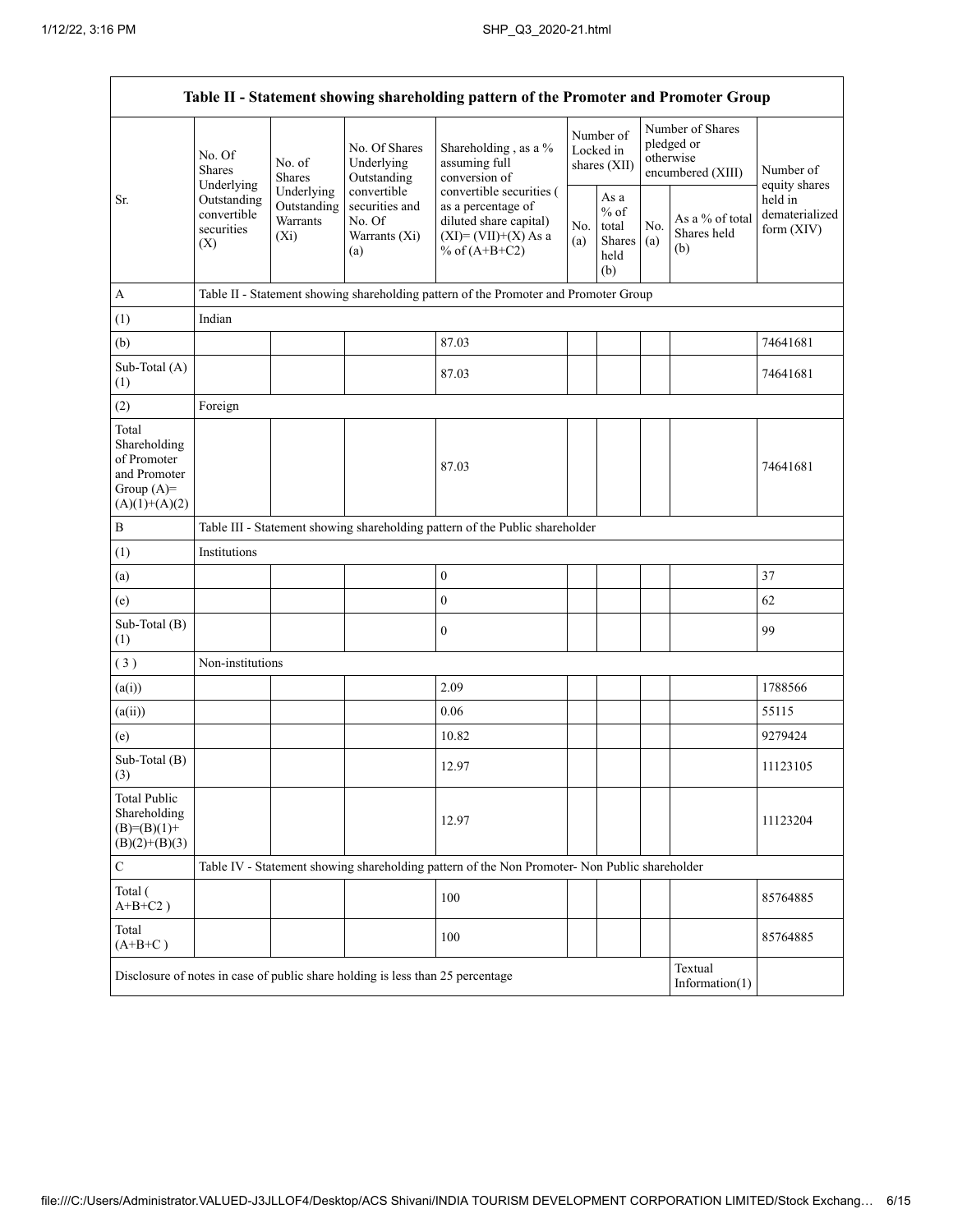| Table II - Statement showing shareholding pattern of the Promoter and Promoter Group | | | | | | | | | |
|---|---|---|---|---|---|---|---|---|---|
| Sr. | No. Of Shares Underlying Outstanding convertible securities (X) | No. of Shares Underlying Outstanding Warrants (Xi) | No. Of Shares Underlying Outstanding convertible securities and No. Of Warrants (Xi) (a) | Shareholding , as a % assuming full conversion of convertible securities ( as a percentage of diluted share capital) (XI)= (VII)+(X) As a % of (A+B+C2) | Number of Locked in shares (XII) | | Number of Shares pledged or otherwise encumbered (XIII) | | Number of equity shares held in dematerialized form (XIV) |
| | | | | | No. (a) | As a % of total Shares held (b) | No. (a) | As a % of total Shares held (b) | |
| A | Table II - Statement showing shareholding pattern of the Promoter and Promoter Group | | | | | | | | |
| (1) | Indian | | | | | | | | |
| (b) | | | | 87.03 | | | | | 74641681 |
| Sub-Total (A) (1) | | | | 87.03 | | | | | 74641681 |
| (2) | Foreign | | | | | | | | |
| Total Shareholding of Promoter and Promoter Group (A)=(A)(1)+(A)(2) | | | | 87.03 | | | | | 74641681 |
| B | Table III - Statement showing shareholding pattern of the Public shareholder | | | | | | | | |
| (1) | Institutions | | | | | | | | |
| (a) | | | | 0 | | | | | 37 |
| (e) | | | | 0 | | | | | 62 |
| Sub-Total (B) (1) | | | | 0 | | | | | 99 |
| ( 3 ) | Non-institutions | | | | | | | | |
| (a(i)) | | | | 2.09 | | | | | 1788566 |
| (a(ii)) | | | | 0.06 | | | | | 55115 |
| (e) | | | | 10.82 | | | | | 9279424 |
| Sub-Total (B) (3) | | | | 12.97 | | | | | 11123105 |
| Total Public Shareholding (B)=(B)(1)+(B)(2)+(B)(3) | | | | 12.97 | | | | | 11123204 |
| C | Table IV - Statement showing shareholding pattern of the Non Promoter- Non Public shareholder | | | | | | | | |
| Total ( A+B+C2 ) | | | | 100 | | | | | 85764885 |
| Total (A+B+C ) | | | | 100 | | | | | 85764885 |
| Disclosure of notes in case of public share holding is less than 25 percentage | | | | | | | | Textual Information(1) | |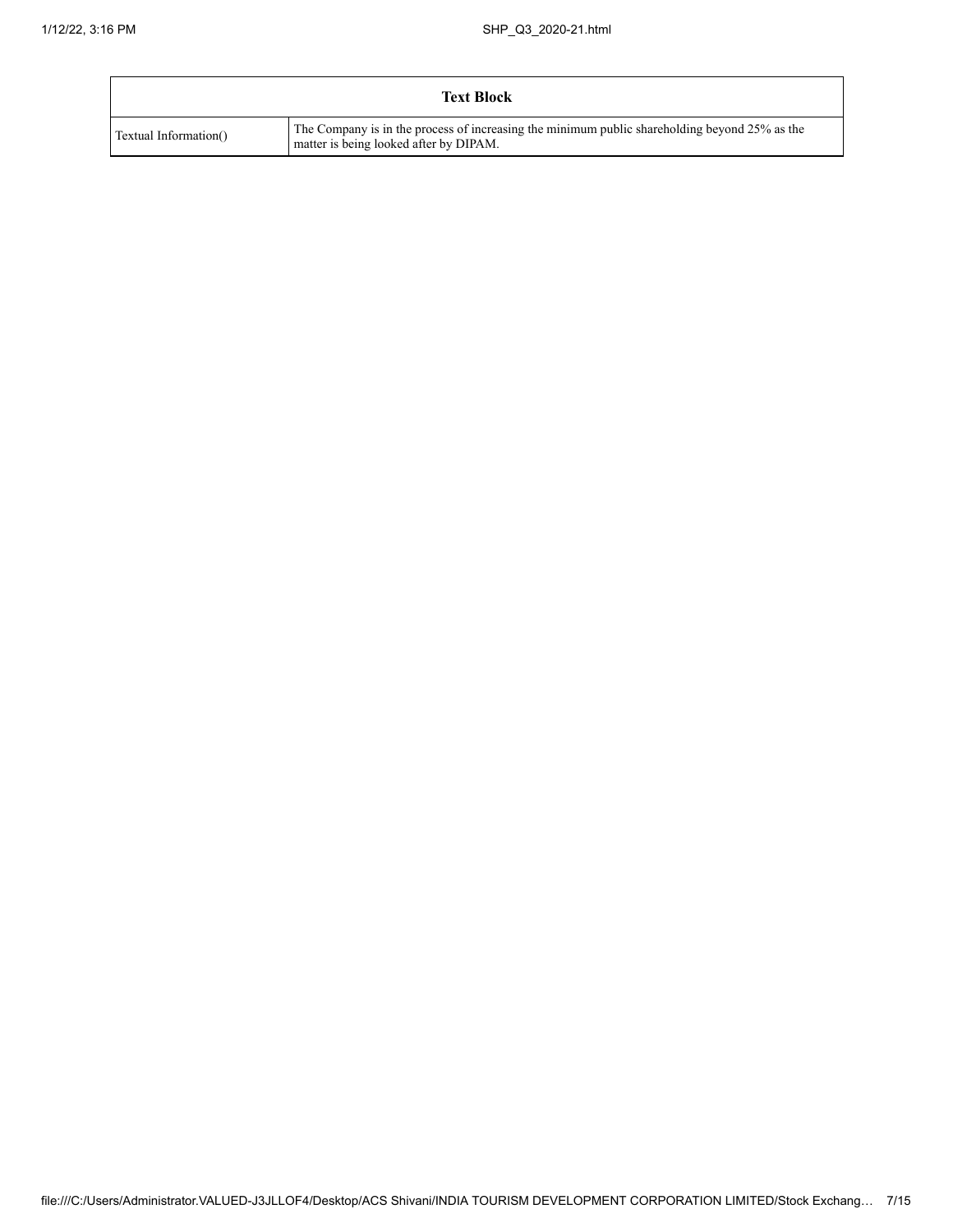| Text Block | |
|---|---|
| Textual Information() | The Company is in the process of increasing the minimum public shareholding beyond 25% as the matter is being looked after by DIPAM. |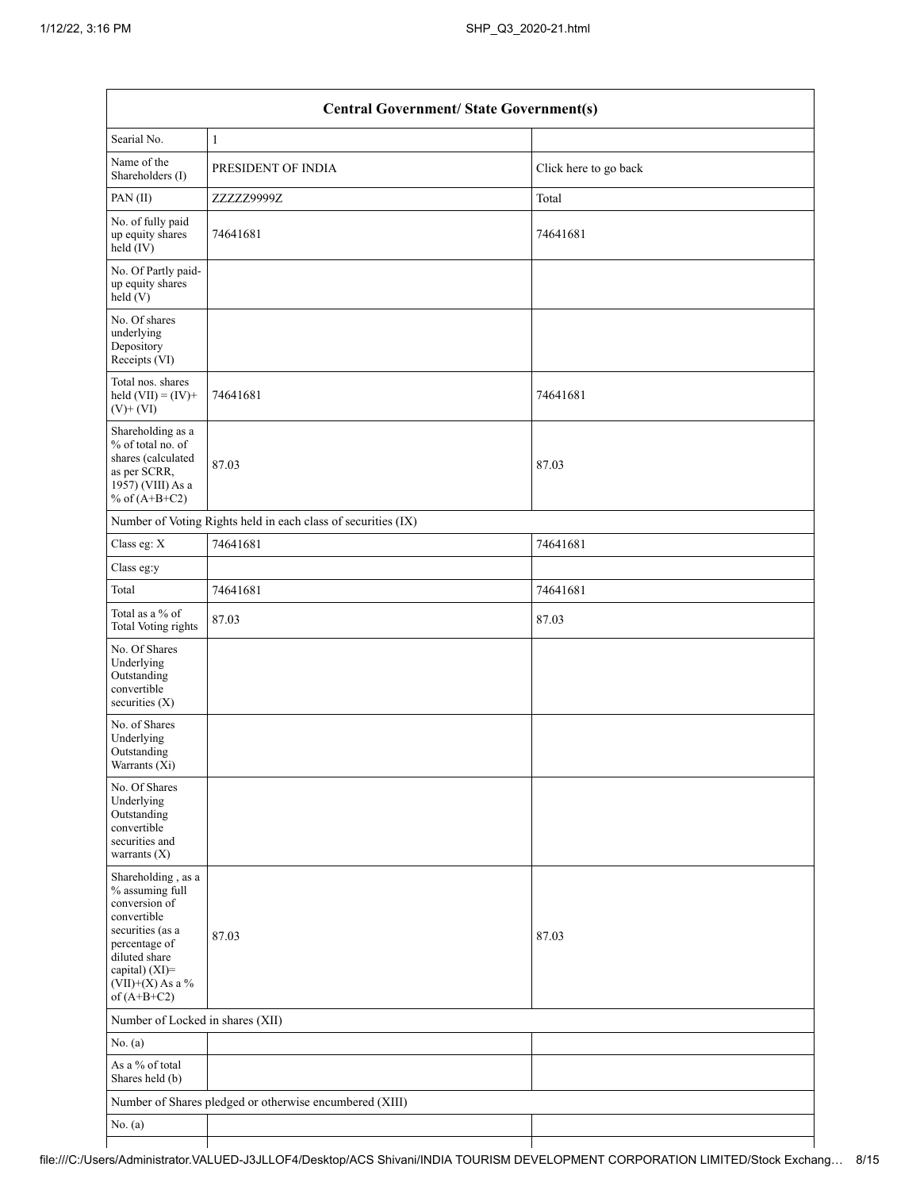| Central Government/ State Government(s) | | |
|---|---|---|
| Searial No. | 1 | |
| Name of the Shareholders (I) | PRESIDENT OF INDIA | Click here to go back |
| PAN (II) | ZZZZZ9999Z | Total |
| No. of fully paid up equity shares held (IV) | 74641681 | 74641681 |
| No. Of Partly paid-up equity shares held (V) | | |
| No. Of shares underlying Depository Receipts (VI) | | |
| Total nos. shares held (VII) = (IV)+(V)+ (VI) | 74641681 | 74641681 |
| Shareholding as a % of total no. of shares (calculated as per SCRR, 1957) (VIII) As a % of (A+B+C2) | 87.03 | 87.03 |
| Number of Voting Rights held in each class of securities (IX) | | |
| Class eg: X | 74641681 | 74641681 |
| Class eg:y | | |
| Total | 74641681 | 74641681 |
| Total as a % of Total Voting rights | 87.03 | 87.03 |
| No. Of Shares Underlying Outstanding convertible securities (X) | | |
| No. of Shares Underlying Outstanding Warrants (Xi) | | |
| No. Of Shares Underlying Outstanding convertible securities and warrants (X) | | |
| Shareholding , as a % assuming full conversion of convertible securities (as a percentage of diluted share capital) (XI)= (VII)+(X) As a % of (A+B+C2) | 87.03 | 87.03 |
| Number of Locked in shares (XII) | | |
| No. (a) | | |
| As a % of total Shares held (b) | | |
| Number of Shares pledged or otherwise encumbered (XIII) | | |
| No. (a) | | |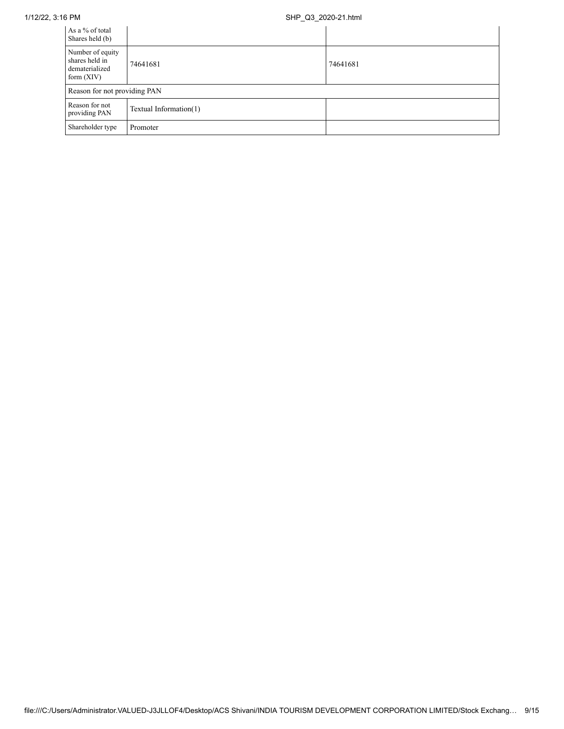| As a % of total Shares held (b) | | |
| --- | --- | --- |
| Number of equity shares held in dematerialized form (XIV) | 74641681 | 74641681 |
| Reason for not providing PAN | | |
| Reason for not providing PAN | Textual Information(1) | |
| Shareholder type | Promoter | |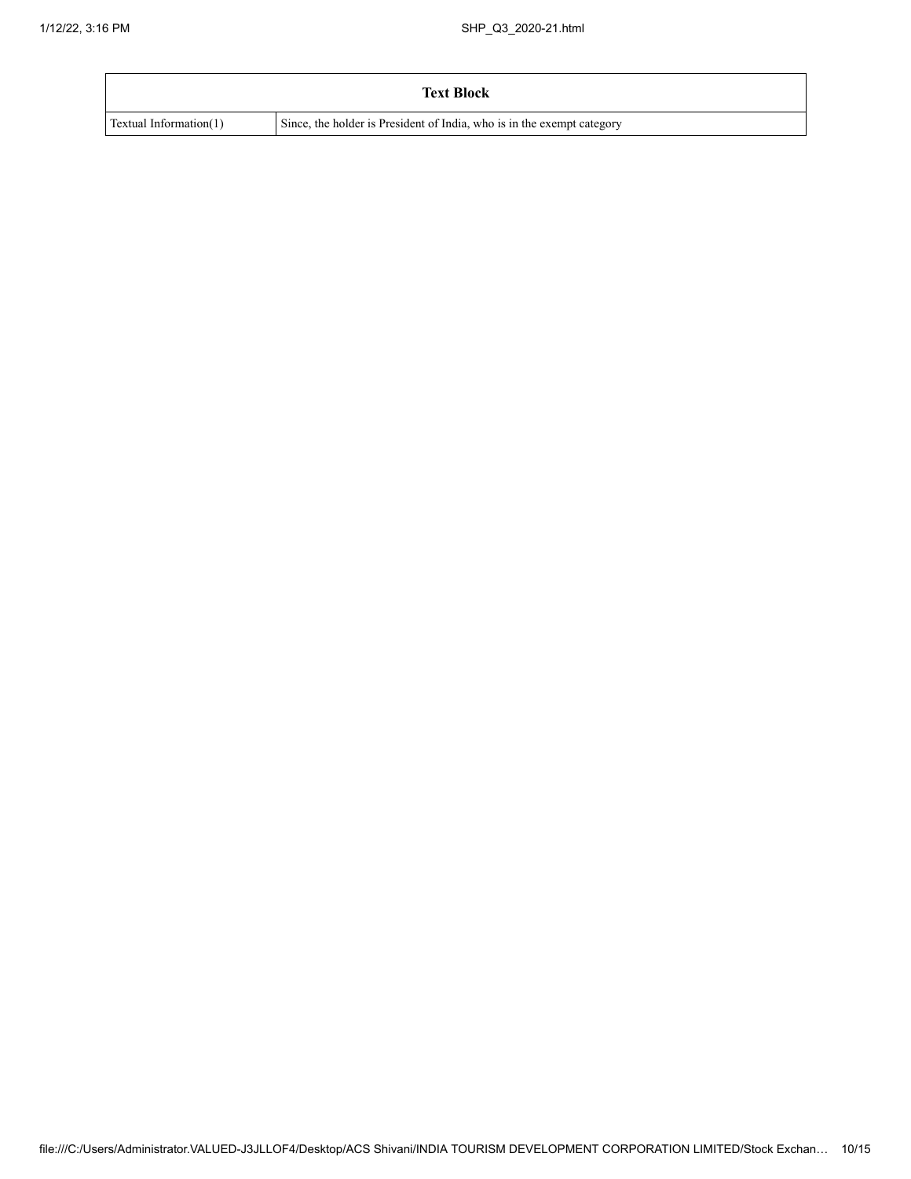| Text Block | |
| --- | --- |
| Textual Information(1) | Since, the holder is President of India, who is in the exempt category |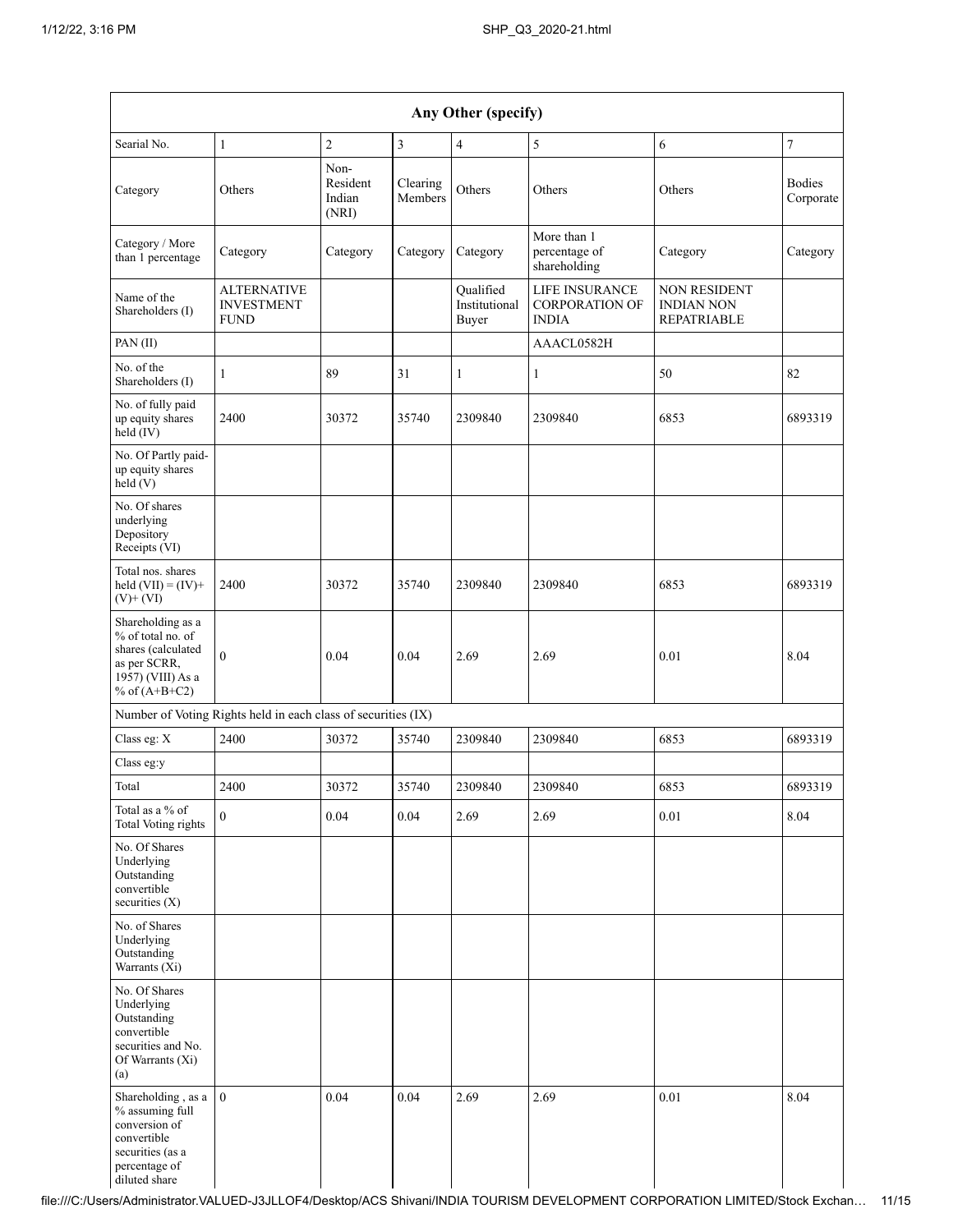| Any Other (specify) | | | | | | | |
|---|---|---|---|---|---|---|---|
| Searial No. | 1 | 2 | 3 | 4 | 5 | 6 | 7 |
| Category | Others | Non-Resident Indian (NRI) | Clearing Members | Others | Others | Others | Bodies Corporate |
| Category / More than 1 percentage | Category | Category | Category | Category | More than 1 percentage of shareholding | Category | Category |
| Name of the Shareholders (I) | ALTERNATIVE INVESTMENT FUND | | | Qualified Institutional Buyer | LIFE INSURANCE CORPORATION OF INDIA | NON RESIDENT INDIAN NON REPATRIABLE | |
| PAN (II) | | | | | AAACL0582H | | |
| No. of the Shareholders (I) | 1 | 89 | 31 | 1 | 1 | 50 | 82 |
| No. of fully paid up equity shares held (IV) | 2400 | 30372 | 35740 | 2309840 | 2309840 | 6853 | 6893319 |
| No. Of Partly paid-up equity shares held (V) | | | | | | | |
| No. Of shares underlying Depository Receipts (VI) | | | | | | | |
| Total nos. shares held (VII) = (IV)+ (V)+ (VI) | 2400 | 30372 | 35740 | 2309840 | 2309840 | 6853 | 6893319 |
| Shareholding as a % of total no. of shares (calculated as per SCRR, 1957) (VIII) As a % of (A+B+C2) | 0 | 0.04 | 0.04 | 2.69 | 2.69 | 0.01 | 8.04 |
| Number of Voting Rights held in each class of securities (IX) | | | | | | | |
| Class eg: X | 2400 | 30372 | 35740 | 2309840 | 2309840 | 6853 | 6893319 |
| Class eg:y | | | | | | | |
| Total | 2400 | 30372 | 35740 | 2309840 | 2309840 | 6853 | 6893319 |
| Total as a % of Total Voting rights | 0 | 0.04 | 0.04 | 2.69 | 2.69 | 0.01 | 8.04 |
| No. Of Shares Underlying Outstanding convertible securities (X) | | | | | | | |
| No. of Shares Underlying Outstanding Warrants (Xi) | | | | | | | |
| No. Of Shares Underlying Outstanding convertible securities and No. Of Warrants (Xi) (a) | | | | | | | |
| Shareholding , as a % assuming full conversion of convertible securities (as a percentage of diluted share | 0 | 0.04 | 0.04 | 2.69 | 2.69 | 0.01 | 8.04 |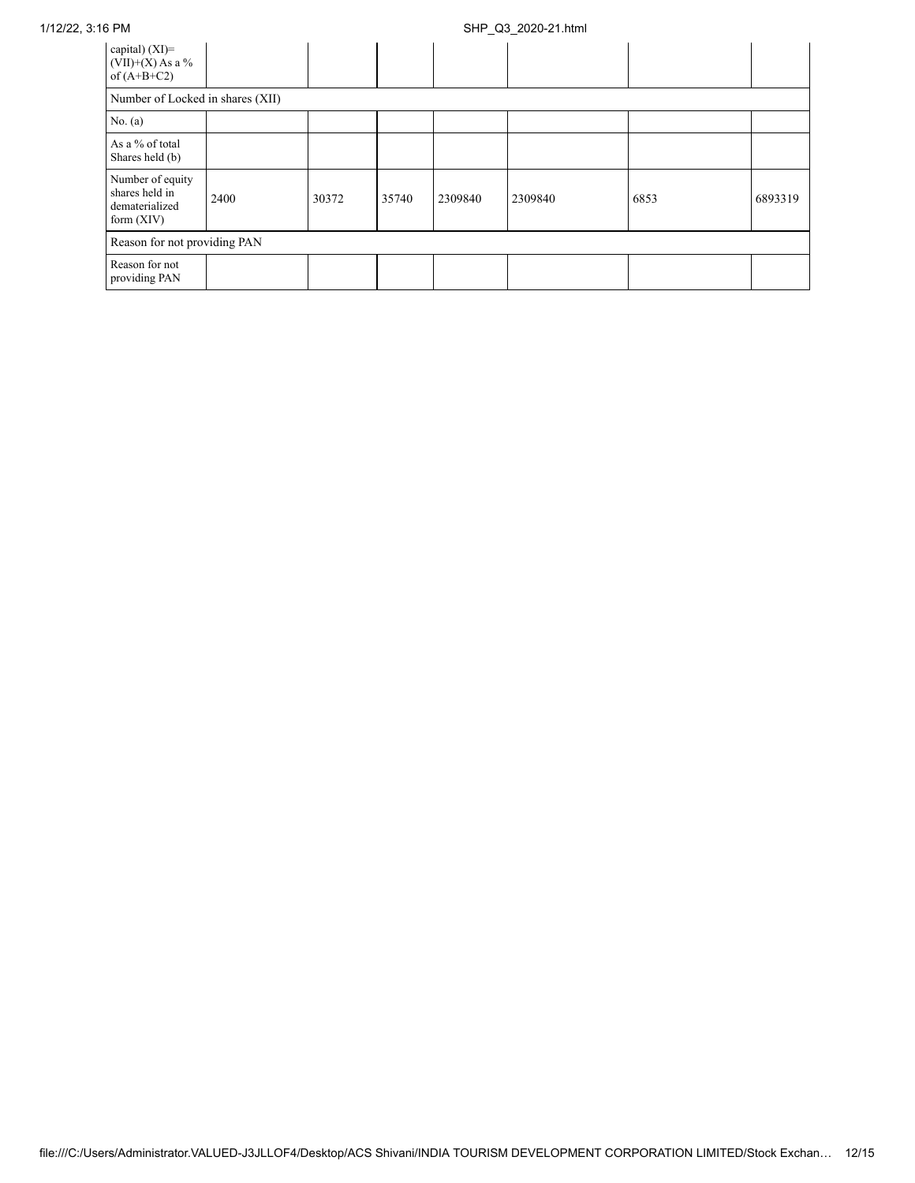| capital) (XI)= (VII)+(X) As a % of (A+B+C2) | | | | | | | |
|---|---|---|---|---|---|---|---|
| Number of Locked in shares (XII) | | | | | | | |
| No. (a) | | | | | | | |
| As a % of total Shares held (b) | | | | | | | |
| Number of equity shares held in dematerialized form (XIV) | 2400 | 30372 | 35740 | 2309840 | 2309840 | 6853 | 6893319 |
| Reason for not providing PAN | | | | | | | |
| Reason for not providing PAN | | | | | | | |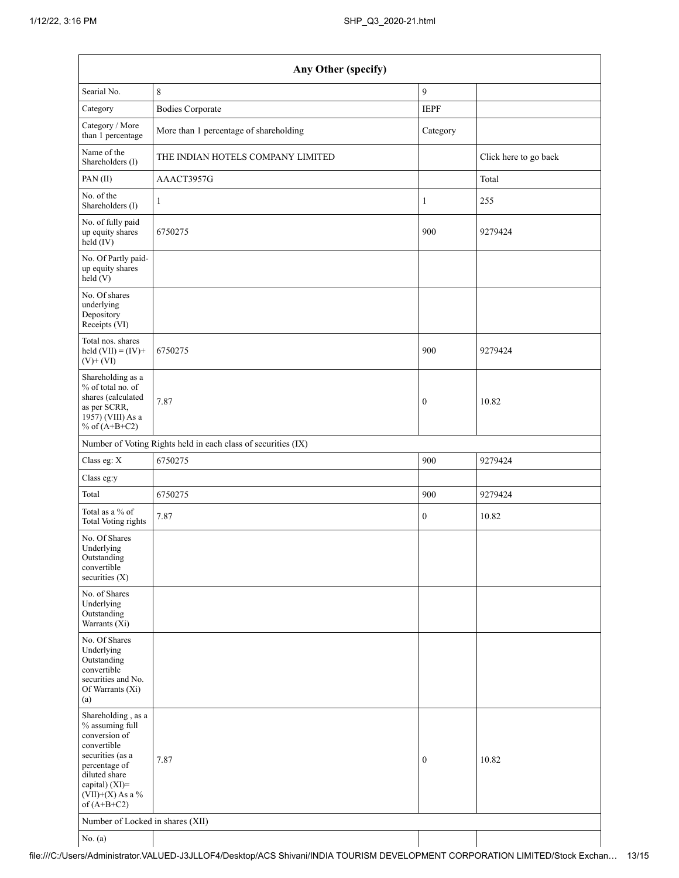| Any Other (specify) | | | |
|---|---|---|---|
| Searial No. | 8 | 9 | |
| Category | Bodies Corporate | IEPF | |
| Category / More than 1 percentage | More than 1 percentage of shareholding | Category | |
| Name of the Shareholders (I) | THE INDIAN HOTELS COMPANY LIMITED | | Click here to go back |
| PAN (II) | AAACT3957G | | Total |
| No. of the Shareholders (I) | 1 | 1 | 255 |
| No. of fully paid up equity shares held (IV) | 6750275 | 900 | 9279424 |
| No. Of Partly paid-up equity shares held (V) | | | |
| No. Of shares underlying Depository Receipts (VI) | | | |
| Total nos. shares held (VII) = (IV)+ (V)+ (VI) | 6750275 | 900 | 9279424 |
| Shareholding as a % of total no. of shares (calculated as per SCRR, 1957) (VIII) As a % of (A+B+C2) | 7.87 | 0 | 10.82 |
| Number of Voting Rights held in each class of securities (IX) | | | |
| Class eg: X | 6750275 | 900 | 9279424 |
| Class eg:y | | | |
| Total | 6750275 | 900 | 9279424 |
| Total as a % of Total Voting rights | 7.87 | 0 | 10.82 |
| No. Of Shares Underlying Outstanding convertible securities (X) | | | |
| No. of Shares Underlying Outstanding Warrants (Xi) | | | |
| No. Of Shares Underlying Outstanding convertible securities and No. Of Warrants (Xi) (a) | | | |
| Shareholding , as a % assuming full conversion of convertible securities (as a percentage of diluted share capital) (XI)= (VII)+(X) As a % of (A+B+C2) | 7.87 | 0 | 10.82 |
| Number of Locked in shares (XII) | | | |
| No. (a) | | | |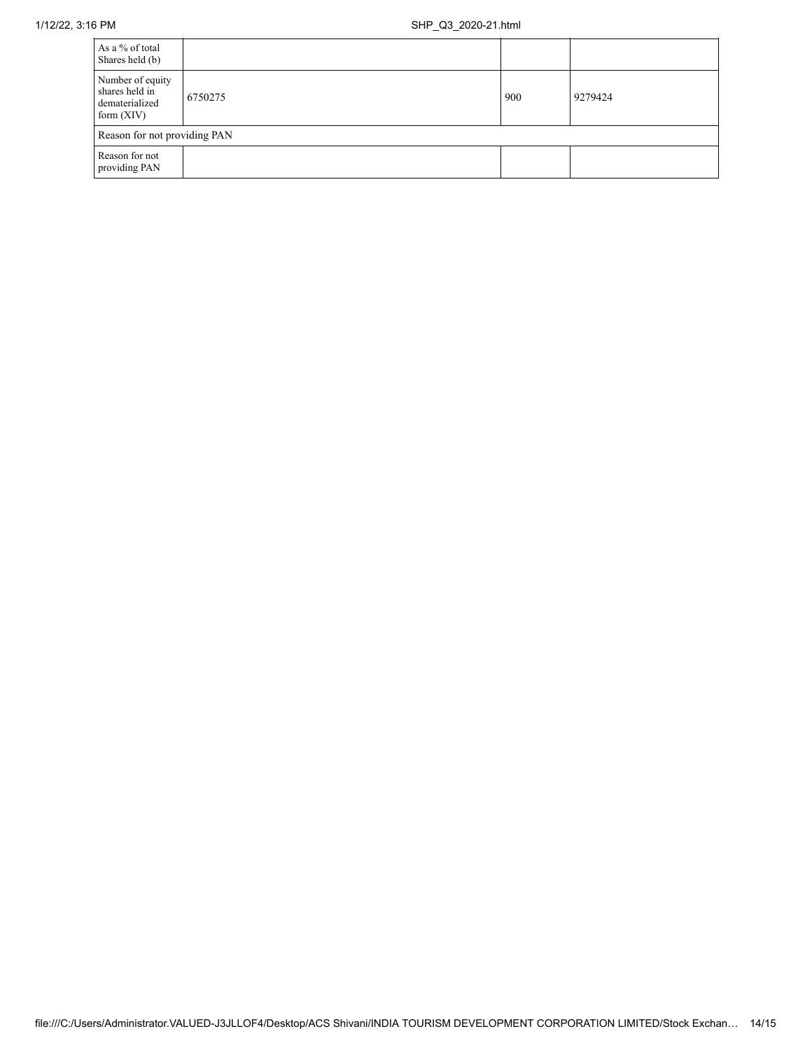| | | | |
|---|---|---|---|
| As a % of total Shares held (b) | | | |
| Number of equity shares held in dematerialized form (XIV) | 6750275 | 900 | 9279424 |
| Reason for not providing PAN | | | |
| Reason for not providing PAN | | | |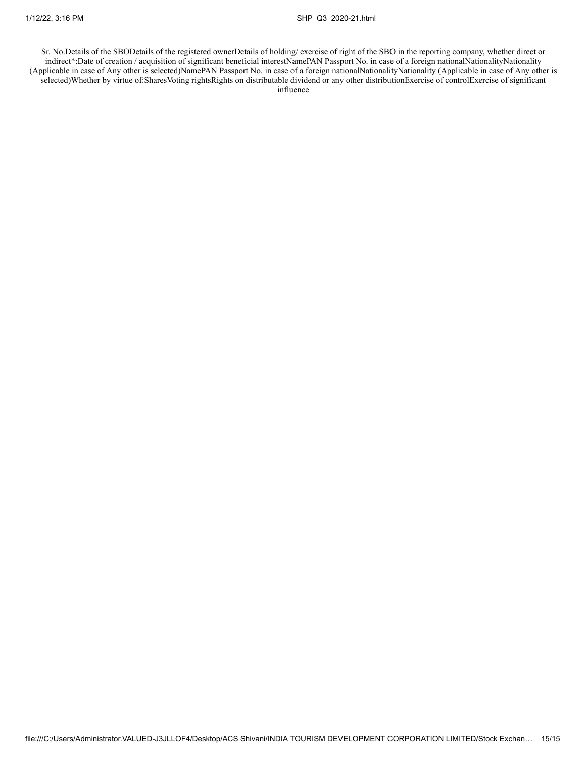Sr. No.Details of the SBODetails of the registered ownerDetails of holding/ exercise of right of the SBO in the reporting company, whether direct or indirect*:Date of creation / acquisition of significant beneficial interestNamePAN Passport No. in case of a foreign nationalNationalityNationality (Applicable in case of Any other is selected)NamePAN Passport No. in case of a foreign nationalNationalityNationality (Applicable in case of Any other is selected)Whether by virtue of:SharesVoting rightsRights on distributable dividend or any other distributionExercise of controlExercise of significant influence